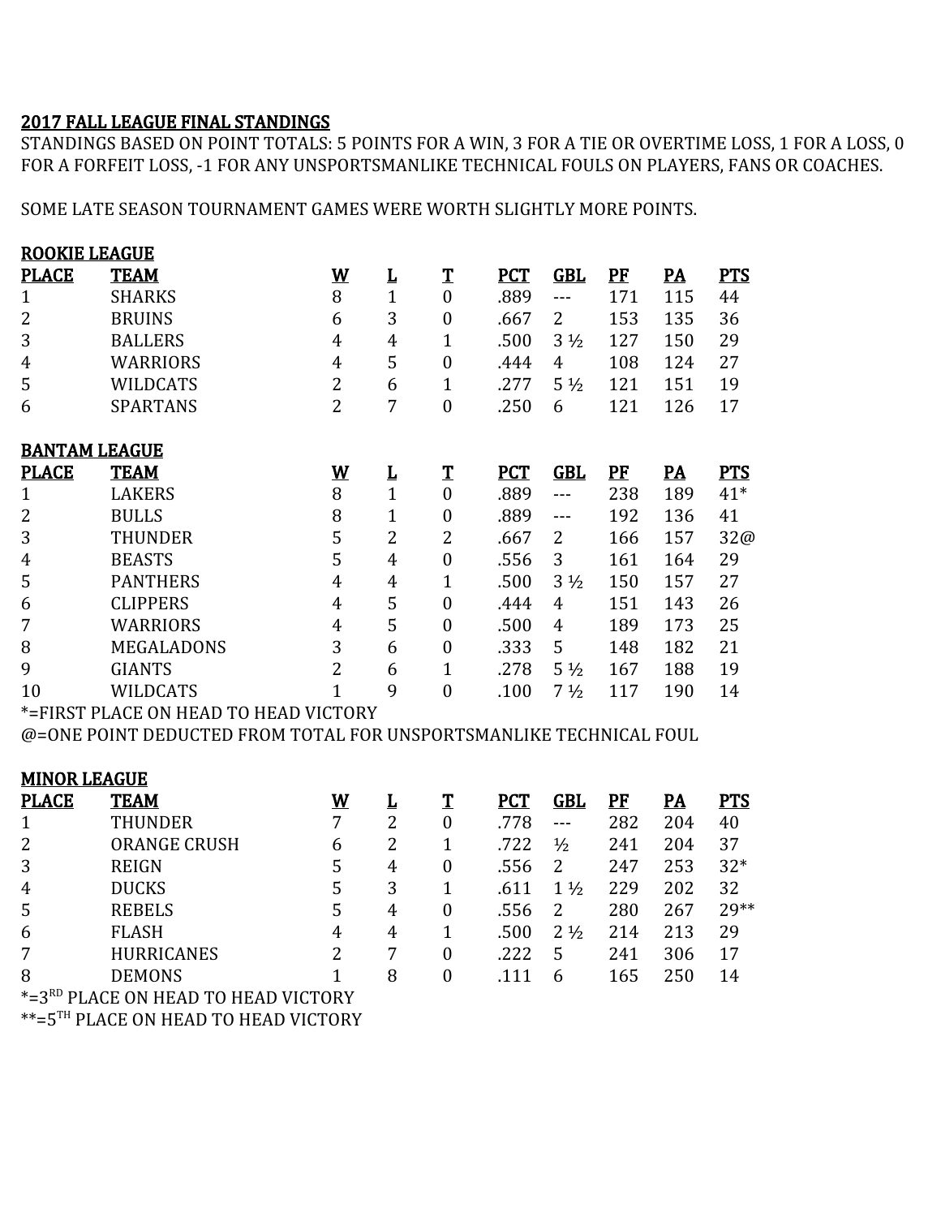## 2017 FALL LEAGUE FINAL STANDINGS

STANDINGS BASED ON POINT TOTALS: 5 POINTS FOR A WIN, 3 FOR A TIE OR OVERTIME LOSS, 1 FOR A LOSS, 0 FOR A FORFEIT LOSS, -1 FOR ANY UNSPORTSMANLIKE TECHNICAL FOULS ON PLAYERS, FANS OR COACHES.

SOME LATE SEASON TOURNAMENT GAMES WERE WORTH SLIGHTLY MORE POINTS.

### ROOKIE LEAGUE

| PLACE | TEAM | W | L | T | PCT | GBL | PF | PA | PTS |
|---|---|---|---|---|---|---|---|---|---|
| 1 | SHARKS | 8 | 1 | 0 | .889 | --- | 171 | 115 | 44 |
| 2 | BRUINS | 6 | 3 | 0 | .667 | 2 | 153 | 135 | 36 |
| 3 | BALLERS | 4 | 4 | 1 | .500 | 3 ½ | 127 | 150 | 29 |
| 4 | WARRIORS | 4 | 5 | 0 | .444 | 4 | 108 | 124 | 27 |
| 5 | WILDCATS | 2 | 6 | 1 | .277 | 5 ½ | 121 | 151 | 19 |
| 6 | SPARTANS | 2 | 7 | 0 | .250 | 6 | 121 | 126 | 17 |

### BANTAM LEAGUE

| PLACE | TEAM | W | L | T | PCT | GBL | PF | PA | PTS |
|---|---|---|---|---|---|---|---|---|---|
| 1 | LAKERS | 8 | 1 | 0 | .889 | --- | 238 | 189 | 41* |
| 2 | BULLS | 8 | 1 | 0 | .889 | --- | 192 | 136 | 41 |
| 3 | THUNDER | 5 | 2 | 2 | .667 | 2 | 166 | 157 | 32@ |
| 4 | BEASTS | 5 | 4 | 0 | .556 | 3 | 161 | 164 | 29 |
| 5 | PANTHERS | 4 | 4 | 1 | .500 | 3 ½ | 150 | 157 | 27 |
| 6 | CLIPPERS | 4 | 5 | 0 | .444 | 4 | 151 | 143 | 26 |
| 7 | WARRIORS | 4 | 5 | 0 | .500 | 4 | 189 | 173 | 25 |
| 8 | MEGALADONS | 3 | 6 | 0 | .333 | 5 | 148 | 182 | 21 |
| 9 | GIANTS | 2 | 6 | 1 | .278 | 5 ½ | 167 | 188 | 19 |
| 10 | WILDCATS | 1 | 9 | 0 | .100 | 7 ½ | 117 | 190 | 14 |

*=FIRST PLACE ON HEAD TO HEAD VICTORY

@=ONE POINT DEDUCTED FROM TOTAL FOR UNSPORTSMANLIKE TECHNICAL FOUL

### MINOR LEAGUE

| PLACE | TEAM | W | L | T | PCT | GBL | PF | PA | PTS |
|---|---|---|---|---|---|---|---|---|---|
| 1 | THUNDER | 7 | 2 | 0 | .778 | --- | 282 | 204 | 40 |
| 2 | ORANGE CRUSH | 6 | 2 | 1 | .722 | ½ | 241 | 204 | 37 |
| 3 | REIGN | 5 | 4 | 0 | .556 | 2 | 247 | 253 | 32* |
| 4 | DUCKS | 5 | 3 | 1 | .611 | 1 ½ | 229 | 202 | 32 |
| 5 | REBELS | 5 | 4 | 0 | .556 | 2 | 280 | 267 | 29** |
| 6 | FLASH | 4 | 4 | 1 | .500 | 2 ½ | 214 | 213 | 29 |
| 7 | HURRICANES | 2 | 7 | 0 | .222 | 5 | 241 | 306 | 17 |
| 8 | DEMONS | 1 | 8 | 0 | .111 | 6 | 165 | 250 | 14 |

*=3RD PLACE ON HEAD TO HEAD VICTORY

**=5TH PLACE ON HEAD TO HEAD VICTORY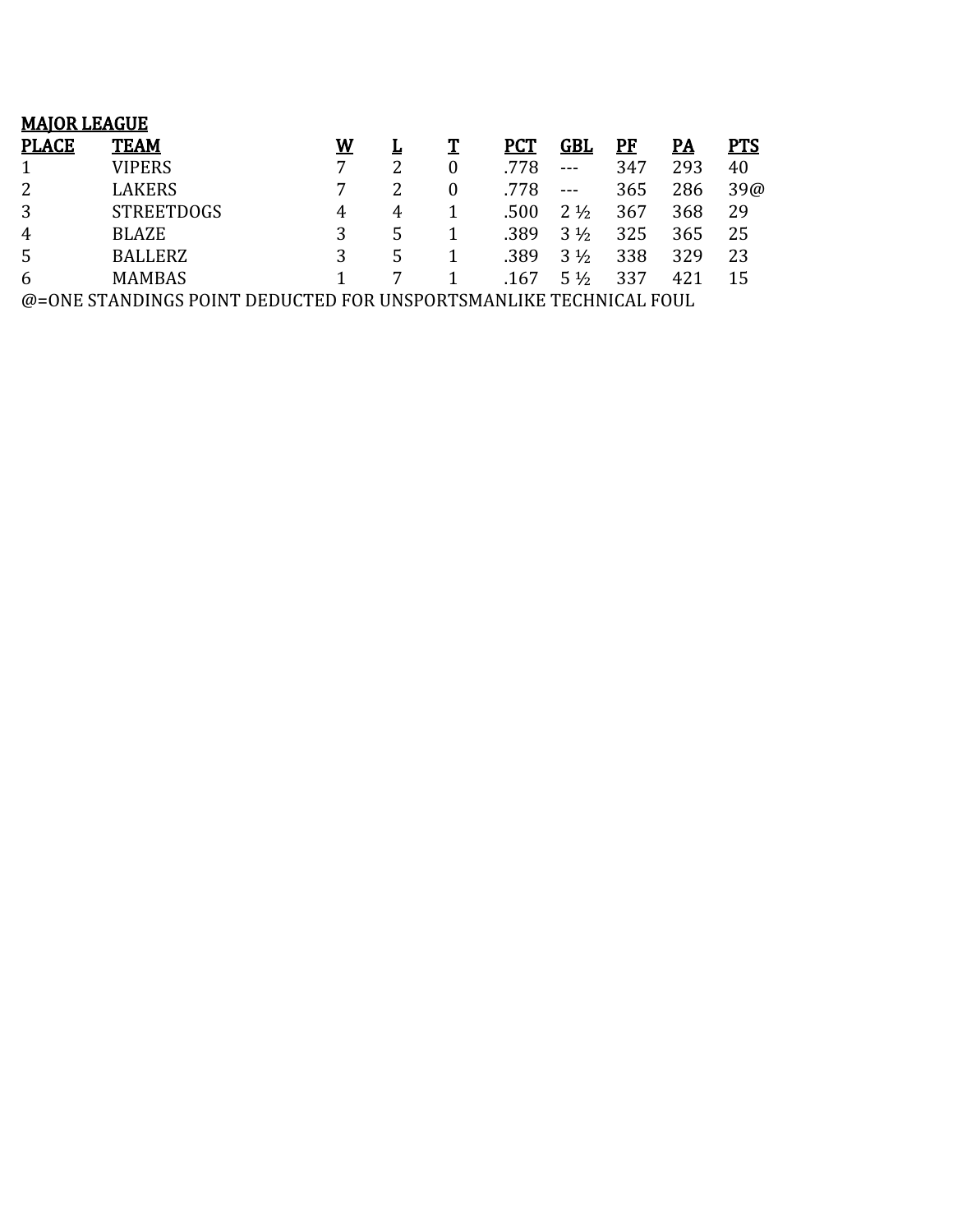## MAJOR LEAGUE

| PLACE | TEAM | W | L | T | PCT | GBL | PF | PA | PTS |
|---|---|---|---|---|---|---|---|---|---|
| 1 | VIPERS | 7 | 2 | 0 | .778 | --- | 347 | 293 | 40 |
| 2 | LAKERS | 7 | 2 | 0 | .778 | --- | 365 | 286 | 39@ |
| 3 | STREETDOGS | 4 | 4 | 1 | .500 | 2 ½ | 367 | 368 | 29 |
| 4 | BLAZE | 3 | 5 | 1 | .389 | 3 ½ | 325 | 365 | 25 |
| 5 | BALLERZ | 3 | 5 | 1 | .389 | 3 ½ | 338 | 329 | 23 |
| 6 | MAMBAS | 1 | 7 | 1 | .167 | 5 ½ | 337 | 421 | 15 |

@=ONE STANDINGS POINT DEDUCTED FOR UNSPORTSMANLIKE TECHNICAL FOUL